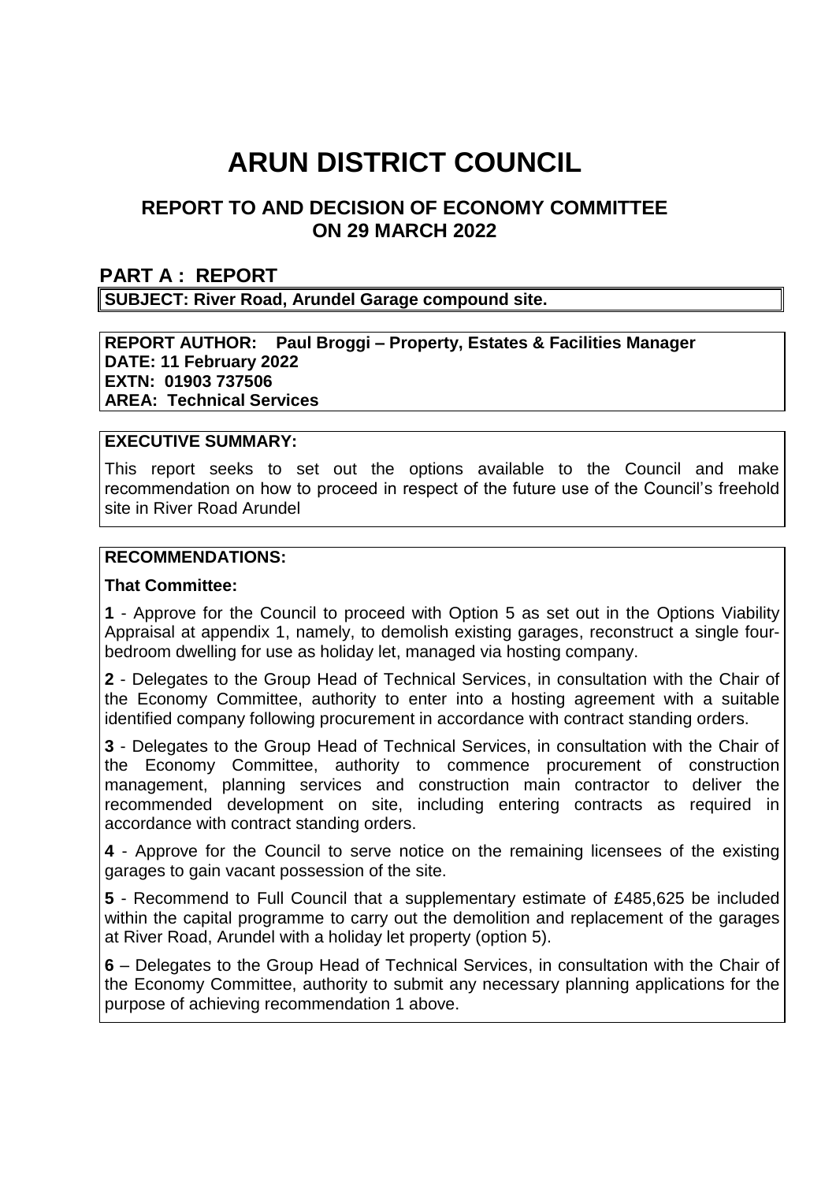# ARUN DISTRICT COUNCIL

## REPORT TO AND DECISION OF ECONOMY COMMITTEE ON 29 MARCH 2022

## PART A : REPORT

**SUBJECT: River Road, Arundel Garage compound site.**

**REPORT AUTHOR: Paul Broggi – Property, Estates & Facilities Manager**
**DATE: 11 February 2022**
**EXTN: 01903 737506**
**AREA: Technical Services**

**EXECUTIVE SUMMARY:**

This report seeks to set out the options available to the Council and make recommendation on how to proceed in respect of the future use of the Council's freehold site in River Road Arundel

**RECOMMENDATIONS:**

**That Committee:**

**1** - Approve for the Council to proceed with Option 5 as set out in the Options Viability Appraisal at appendix 1, namely, to demolish existing garages, reconstruct a single four-bedroom dwelling for use as holiday let, managed via hosting company.

**2** - Delegates to the Group Head of Technical Services, in consultation with the Chair of the Economy Committee, authority to enter into a hosting agreement with a suitable identified company following procurement in accordance with contract standing orders.

**3** - Delegates to the Group Head of Technical Services, in consultation with the Chair of the Economy Committee, authority to commence procurement of construction management, planning services and construction main contractor to deliver the recommended development on site, including entering contracts as required in accordance with contract standing orders.

**4** - Approve for the Council to serve notice on the remaining licensees of the existing garages to gain vacant possession of the site.

**5** - Recommend to Full Council that a supplementary estimate of £485,625 be included within the capital programme to carry out the demolition and replacement of the garages at River Road, Arundel with a holiday let property (option 5).

**6** – Delegates to the Group Head of Technical Services, in consultation with the Chair of the Economy Committee, authority to submit any necessary planning applications for the purpose of achieving recommendation 1 above.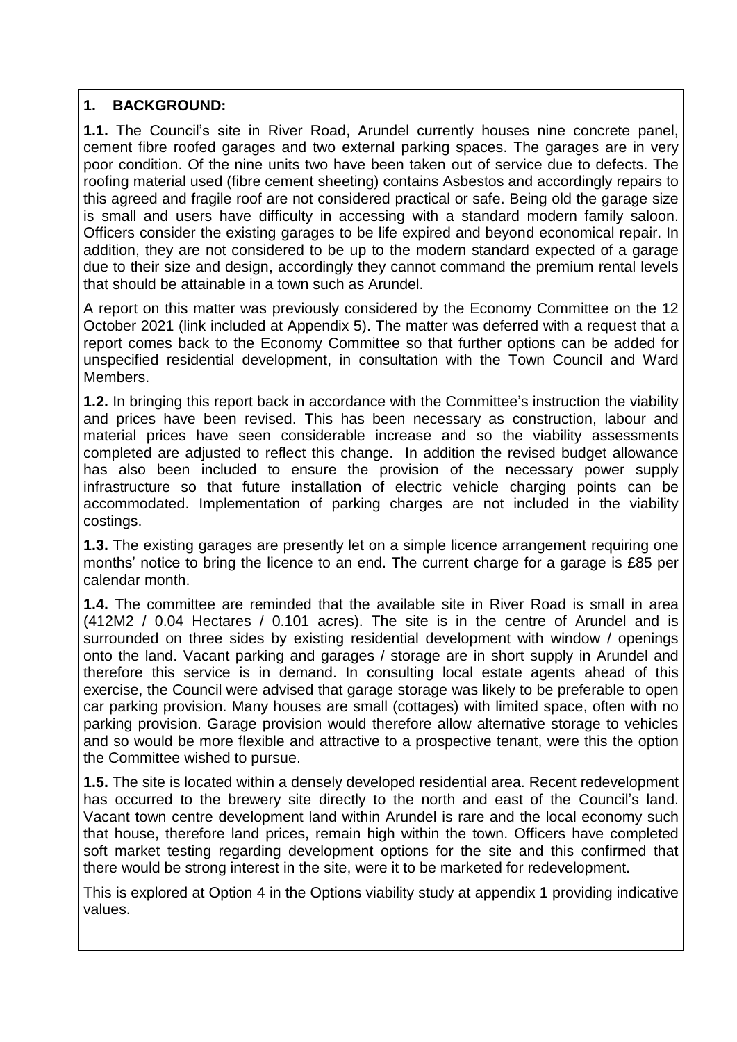## 1. BACKGROUND:

**1.1.** The Council's site in River Road, Arundel currently houses nine concrete panel, cement fibre roofed garages and two external parking spaces. The garages are in very poor condition. Of the nine units two have been taken out of service due to defects. The roofing material used (fibre cement sheeting) contains Asbestos and accordingly repairs to this agreed and fragile roof are not considered practical or safe. Being old the garage size is small and users have difficulty in accessing with a standard modern family saloon. Officers consider the existing garages to be life expired and beyond economical repair. In addition, they are not considered to be up to the modern standard expected of a garage due to their size and design, accordingly they cannot command the premium rental levels that should be attainable in a town such as Arundel.

A report on this matter was previously considered by the Economy Committee on the 12 October 2021 (link included at Appendix 5). The matter was deferred with a request that a report comes back to the Economy Committee so that further options can be added for unspecified residential development, in consultation with the Town Council and Ward Members.

**1.2.** In bringing this report back in accordance with the Committee's instruction the viability and prices have been revised. This has been necessary as construction, labour and material prices have seen considerable increase and so the viability assessments completed are adjusted to reflect this change. In addition the revised budget allowance has also been included to ensure the provision of the necessary power supply infrastructure so that future installation of electric vehicle charging points can be accommodated. Implementation of parking charges are not included in the viability costings.

**1.3.** The existing garages are presently let on a simple licence arrangement requiring one months' notice to bring the licence to an end. The current charge for a garage is £85 per calendar month.

**1.4.** The committee are reminded that the available site in River Road is small in area (412M2 / 0.04 Hectares / 0.101 acres). The site is in the centre of Arundel and is surrounded on three sides by existing residential development with window / openings onto the land. Vacant parking and garages / storage are in short supply in Arundel and therefore this service is in demand. In consulting local estate agents ahead of this exercise, the Council were advised that garage storage was likely to be preferable to open car parking provision. Many houses are small (cottages) with limited space, often with no parking provision. Garage provision would therefore allow alternative storage to vehicles and so would be more flexible and attractive to a prospective tenant, were this the option the Committee wished to pursue.

**1.5.** The site is located within a densely developed residential area. Recent redevelopment has occurred to the brewery site directly to the north and east of the Council's land. Vacant town centre development land within Arundel is rare and the local economy such that house, therefore land prices, remain high within the town. Officers have completed soft market testing regarding development options for the site and this confirmed that there would be strong interest in the site, were it to be marketed for redevelopment.

This is explored at Option 4 in the Options viability study at appendix 1 providing indicative values.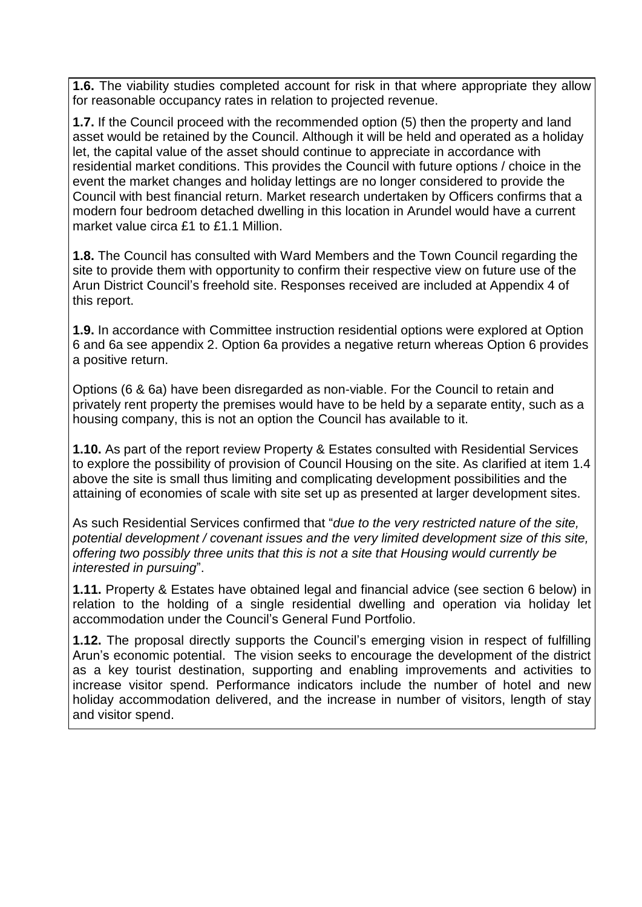**1.6.** The viability studies completed account for risk in that where appropriate they allow for reasonable occupancy rates in relation to projected revenue.

**1.7.** If the Council proceed with the recommended option (5) then the property and land asset would be retained by the Council. Although it will be held and operated as a holiday let, the capital value of the asset should continue to appreciate in accordance with residential market conditions. This provides the Council with future options / choice in the event the market changes and holiday lettings are no longer considered to provide the Council with best financial return. Market research undertaken by Officers confirms that a modern four bedroom detached dwelling in this location in Arundel would have a current market value circa £1 to £1.1 Million.

**1.8.** The Council has consulted with Ward Members and the Town Council regarding the site to provide them with opportunity to confirm their respective view on future use of the Arun District Council's freehold site. Responses received are included at Appendix 4 of this report.

**1.9.** In accordance with Committee instruction residential options were explored at Option 6 and 6a see appendix 2. Option 6a provides a negative return whereas Option 6 provides a positive return.

Options (6 & 6a) have been disregarded as non-viable. For the Council to retain and privately rent property the premises would have to be held by a separate entity, such as a housing company, this is not an option the Council has available to it.

**1.10.** As part of the report review Property & Estates consulted with Residential Services to explore the possibility of provision of Council Housing on the site. As clarified at item 1.4 above the site is small thus limiting and complicating development possibilities and the attaining of economies of scale with site set up as presented at larger development sites.

As such Residential Services confirmed that "*due to the very restricted nature of the site, potential development / covenant issues and the very limited development size of this site, offering two possibly three units that this is not a site that Housing would currently be interested in pursuing*".

**1.11.** Property & Estates have obtained legal and financial advice (see section 6 below) in relation to the holding of a single residential dwelling and operation via holiday let accommodation under the Council's General Fund Portfolio.

**1.12.** The proposal directly supports the Council's emerging vision in respect of fulfilling Arun's economic potential. The vision seeks to encourage the development of the district as a key tourist destination, supporting and enabling improvements and activities to increase visitor spend. Performance indicators include the number of hotel and new holiday accommodation delivered, and the increase in number of visitors, length of stay and visitor spend.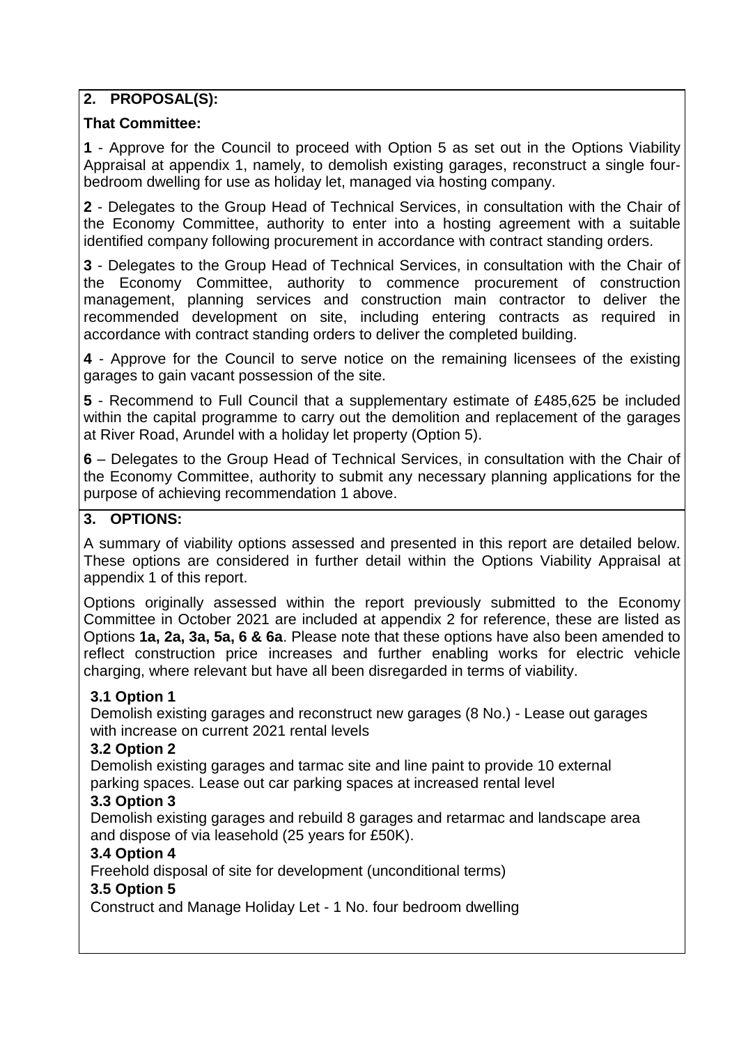## 2. PROPOSAL(S):

**That Committee:**

**1** - Approve for the Council to proceed with Option 5 as set out in the Options Viability Appraisal at appendix 1, namely, to demolish existing garages, reconstruct a single four-bedroom dwelling for use as holiday let, managed via hosting company.

**2** - Delegates to the Group Head of Technical Services, in consultation with the Chair of the Economy Committee, authority to enter into a hosting agreement with a suitable identified company following procurement in accordance with contract standing orders.

**3** - Delegates to the Group Head of Technical Services, in consultation with the Chair of the Economy Committee, authority to commence procurement of construction management, planning services and construction main contractor to deliver the recommended development on site, including entering contracts as required in accordance with contract standing orders to deliver the completed building.

**4** - Approve for the Council to serve notice on the remaining licensees of the existing garages to gain vacant possession of the site.

**5** - Recommend to Full Council that a supplementary estimate of £485,625 be included within the capital programme to carry out the demolition and replacement of the garages at River Road, Arundel with a holiday let property (Option 5).

**6** – Delegates to the Group Head of Technical Services, in consultation with the Chair of the Economy Committee, authority to submit any necessary planning applications for the purpose of achieving recommendation 1 above.

## 3. OPTIONS:

A summary of viability options assessed and presented in this report are detailed below. These options are considered in further detail within the Options Viability Appraisal at appendix 1 of this report.

Options originally assessed within the report previously submitted to the Economy Committee in October 2021 are included at appendix 2 for reference, these are listed as Options **1a, 2a, 3a, 5a, 6 & 6a**. Please note that these options have also been amended to reflect construction price increases and further enabling works for electric vehicle charging, where relevant but have all been disregarded in terms of viability.

### 3.1 Option 1

Demolish existing garages and reconstruct new garages (8 No.) - Lease out garages with increase on current 2021 rental levels

### 3.2 Option 2

Demolish existing garages and tarmac site and line paint to provide 10 external parking spaces. Lease out car parking spaces at increased rental level

### 3.3 Option 3

Demolish existing garages and rebuild 8 garages and retarmac and landscape area and dispose of via leasehold (25 years for £50K).

### 3.4 Option 4

Freehold disposal of site for development (unconditional terms)

### 3.5 Option 5

Construct and Manage Holiday Let - 1 No. four bedroom dwelling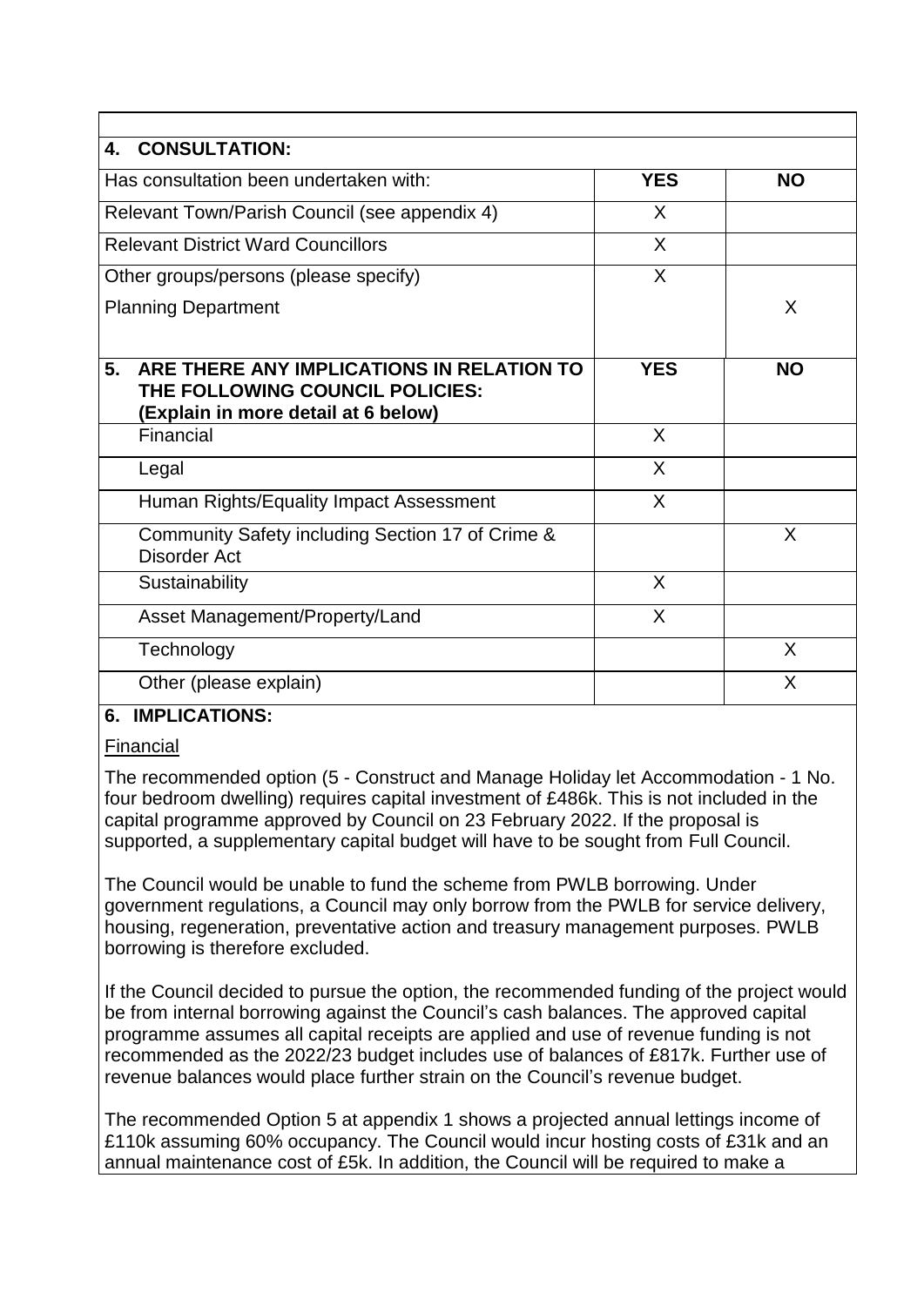## 4. CONSULTATION:

| Has consultation been undertaken with: | YES | NO |
|---|---|---|
| Relevant Town/Parish Council (see appendix 4) | X | |
| Relevant District Ward Councillors | X | |
| Other groups/persons (please specify) | X | |
| Planning Department | | X |

| 5. ARE THERE ANY IMPLICATIONS IN RELATION TO THE FOLLOWING COUNCIL POLICIES: (Explain in more detail at 6 below) | YES | NO |
|---|---|---|
| Financial | X | |
| Legal | X | |
| Human Rights/Equality Impact Assessment | X | |
| Community Safety including Section 17 of Crime & Disorder Act | | X |
| Sustainability | X | |
| Asset Management/Property/Land | X | |
| Technology | | X |
| Other (please explain) | | X |

## 6. IMPLICATIONS:

Financial

The recommended option (5 - Construct and Manage Holiday let Accommodation - 1 No. four bedroom dwelling) requires capital investment of £486k. This is not included in the capital programme approved by Council on 23 February 2022. If the proposal is supported, a supplementary capital budget will have to be sought from Full Council.

The Council would be unable to fund the scheme from PWLB borrowing. Under government regulations, a Council may only borrow from the PWLB for service delivery, housing, regeneration, preventative action and treasury management purposes. PWLB borrowing is therefore excluded.

If the Council decided to pursue the option, the recommended funding of the project would be from internal borrowing against the Council's cash balances. The approved capital programme assumes all capital receipts are applied and use of revenue funding is not recommended as the 2022/23 budget includes use of balances of £817k. Further use of revenue balances would place further strain on the Council's revenue budget.

The recommended Option 5 at appendix 1 shows a projected annual lettings income of £110k assuming 60% occupancy. The Council would incur hosting costs of £31k and an annual maintenance cost of £5k. In addition, the Council will be required to make a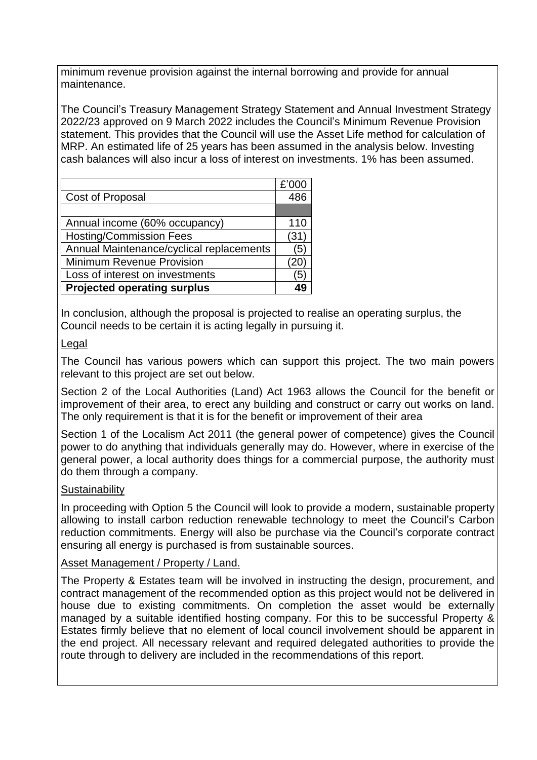minimum revenue provision against the internal borrowing and provide for annual maintenance.

The Council's Treasury Management Strategy Statement and Annual Investment Strategy 2022/23 approved on 9 March 2022 includes the Council's Minimum Revenue Provision statement. This provides that the Council will use the Asset Life method for calculation of MRP. An estimated life of 25 years has been assumed in the analysis below. Investing cash balances will also incur a loss of interest on investments. 1% has been assumed.

| | £'000 |
|---|---|
| Cost of Proposal | 486 |
| | |
| Annual income (60% occupancy) | 110 |
| Hosting/Commission Fees | (31) |
| Annual Maintenance/cyclical replacements | (5) |
| Minimum Revenue Provision | (20) |
| Loss of interest on investments | (5) |
| **Projected operating surplus** | **49** |

In conclusion, although the proposal is projected to realise an operating surplus, the Council needs to be certain it is acting legally in pursuing it.

Legal

The Council has various powers which can support this project. The two main powers relevant to this project are set out below.

Section 2 of the Local Authorities (Land) Act 1963 allows the Council for the benefit or improvement of their area, to erect any building and construct or carry out works on land. The only requirement is that it is for the benefit or improvement of their area

Section 1 of the Localism Act 2011 (the general power of competence) gives the Council power to do anything that individuals generally may do. However, where in exercise of the general power, a local authority does things for a commercial purpose, the authority must do them through a company.

Sustainability

In proceeding with Option 5 the Council will look to provide a modern, sustainable property allowing to install carbon reduction renewable technology to meet the Council's Carbon reduction commitments. Energy will also be purchase via the Council's corporate contract ensuring all energy is purchased is from sustainable sources.

Asset Management / Property / Land.

The Property & Estates team will be involved in instructing the design, procurement, and contract management of the recommended option as this project would not be delivered in house due to existing commitments. On completion the asset would be externally managed by a suitable identified hosting company. For this to be successful Property & Estates firmly believe that no element of local council involvement should be apparent in the end project. All necessary relevant and required delegated authorities to provide the route through to delivery are included in the recommendations of this report.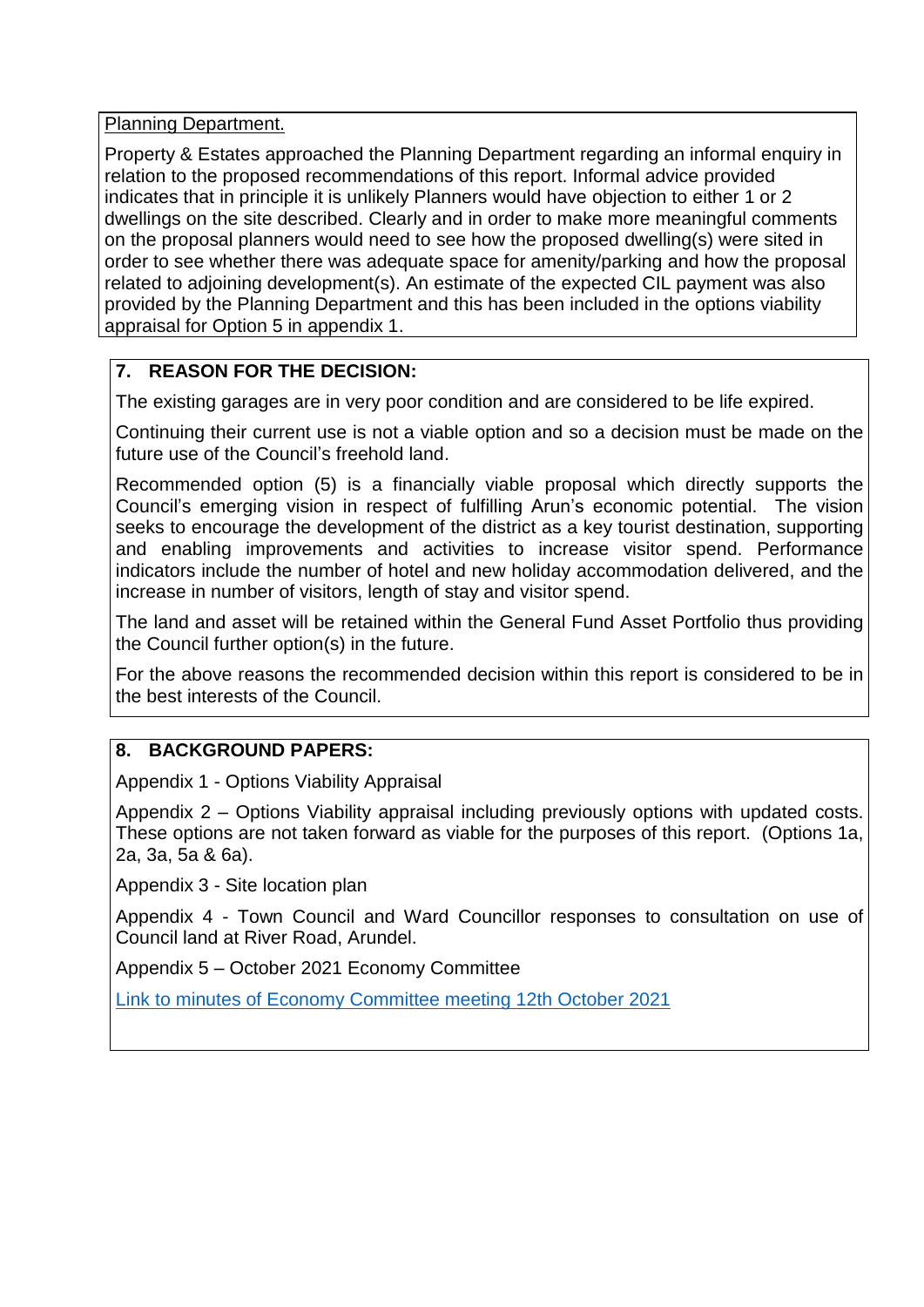Planning Department.

Property & Estates approached the Planning Department regarding an informal enquiry in relation to the proposed recommendations of this report. Informal advice provided indicates that in principle it is unlikely Planners would have objection to either 1 or 2 dwellings on the site described. Clearly and in order to make more meaningful comments on the proposal planners would need to see how the proposed dwelling(s) were sited in order to see whether there was adequate space for amenity/parking and how the proposal related to adjoining development(s). An estimate of the expected CIL payment was also provided by the Planning Department and this has been included in the options viability appraisal for Option 5 in appendix 1.

## 7. REASON FOR THE DECISION:

The existing garages are in very poor condition and are considered to be life expired.

Continuing their current use is not a viable option and so a decision must be made on the future use of the Council's freehold land.

Recommended option (5) is a financially viable proposal which directly supports the Council's emerging vision in respect of fulfilling Arun's economic potential. The vision seeks to encourage the development of the district as a key tourist destination, supporting and enabling improvements and activities to increase visitor spend. Performance indicators include the number of hotel and new holiday accommodation delivered, and the increase in number of visitors, length of stay and visitor spend.

The land and asset will be retained within the General Fund Asset Portfolio thus providing the Council further option(s) in the future.

For the above reasons the recommended decision within this report is considered to be in the best interests of the Council.

## 8. BACKGROUND PAPERS:

Appendix 1 - Options Viability Appraisal

Appendix 2 – Options Viability appraisal including previously options with updated costs. These options are not taken forward as viable for the purposes of this report. (Options 1a, 2a, 3a, 5a & 6a).

Appendix 3 - Site location plan

Appendix 4 - Town Council and Ward Councillor responses to consultation on use of Council land at River Road, Arundel.

Appendix 5 – October 2021 Economy Committee

Link to minutes of Economy Committee meeting 12th October 2021